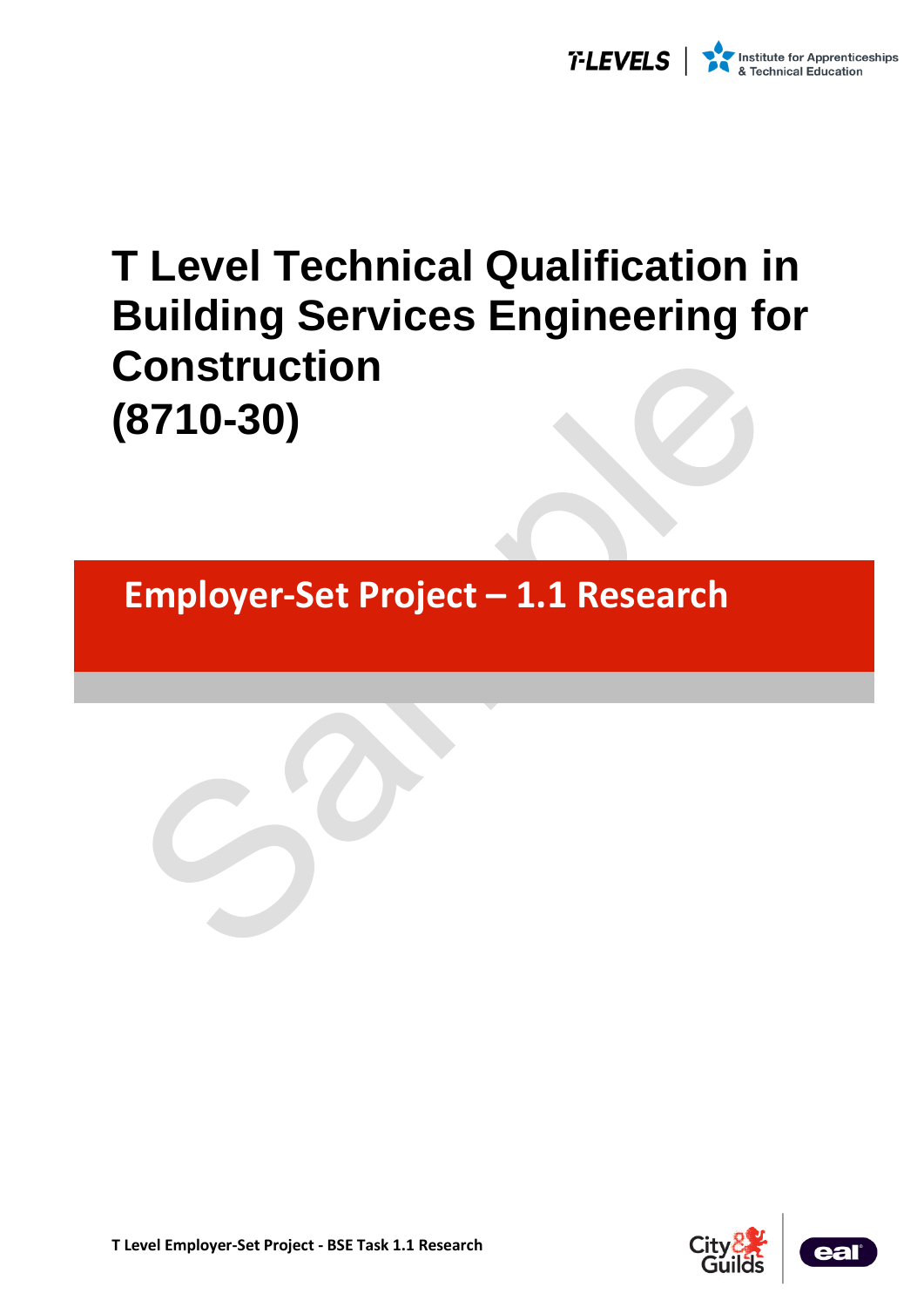# T Level Technical Qualification in Building Services Engineering for Construction (8710-30)

## Employer-Set Project – 1.1 Research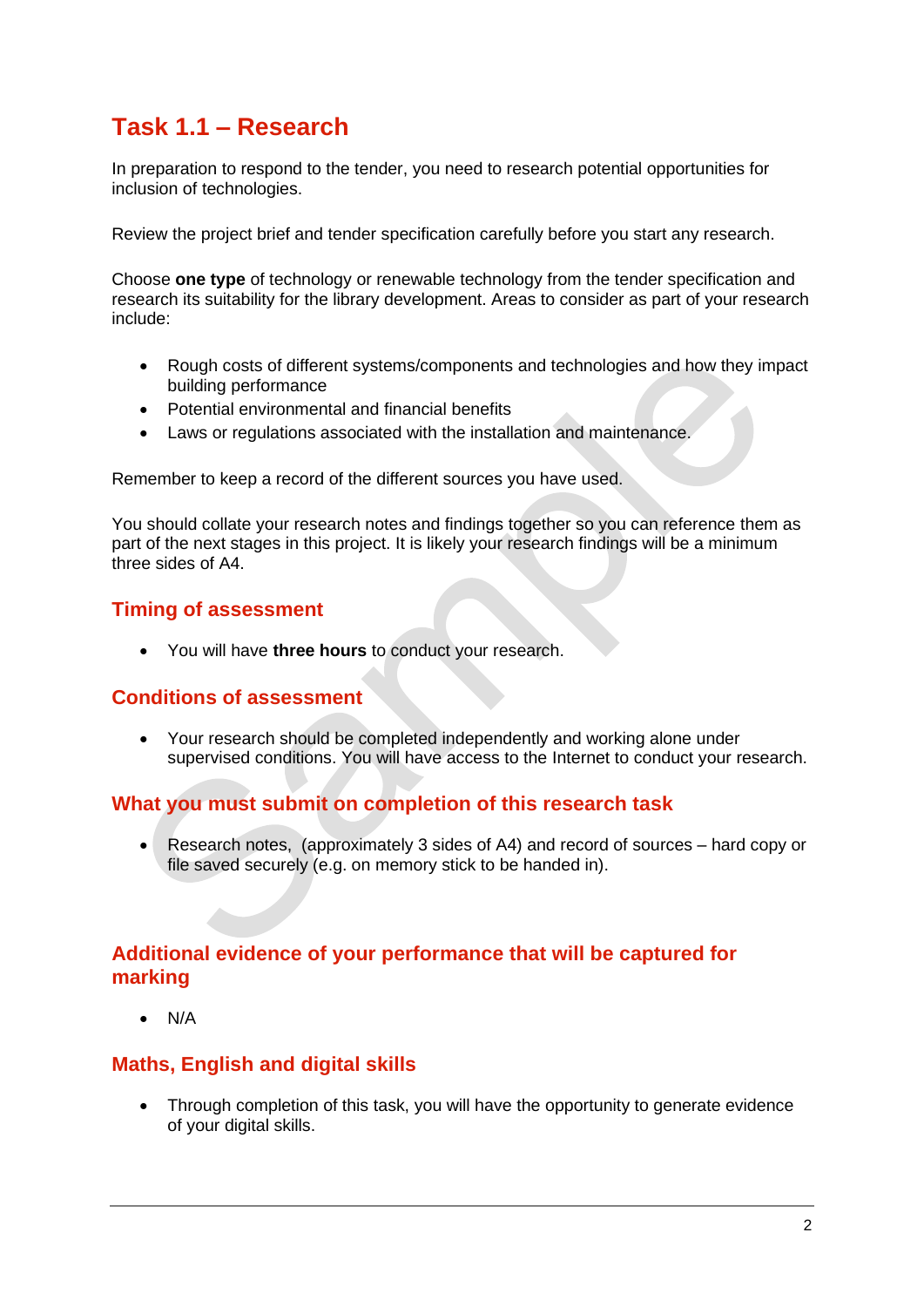# Task 1.1 – Research

In preparation to respond to the tender, you need to research potential opportunities for inclusion of technologies.

Review the project brief and tender specification carefully before you start any research.

Choose **one type** of technology or renewable technology from the tender specification and research its suitability for the library development. Areas to consider as part of your research include:

- Rough costs of different systems/components and technologies and how they impact building performance
- Potential environmental and financial benefits
- Laws or regulations associated with the installation and maintenance.

Remember to keep a record of the different sources you have used.

You should collate your research notes and findings together so you can reference them as part of the next stages in this project. It is likely your research findings will be a minimum three sides of A4.

## Timing of assessment

- You will have **three hours** to conduct your research.

## Conditions of assessment

- Your research should be completed independently and working alone under supervised conditions. You will have access to the Internet to conduct your research.

## What you must submit on completion of this research task

- Research notes, (approximately 3 sides of A4) and record of sources – hard copy or file saved securely (e.g. on memory stick to be handed in).

## Additional evidence of your performance that will be captured for marking

- N/A

## Maths, English and digital skills

- Through completion of this task, you will have the opportunity to generate evidence of your digital skills.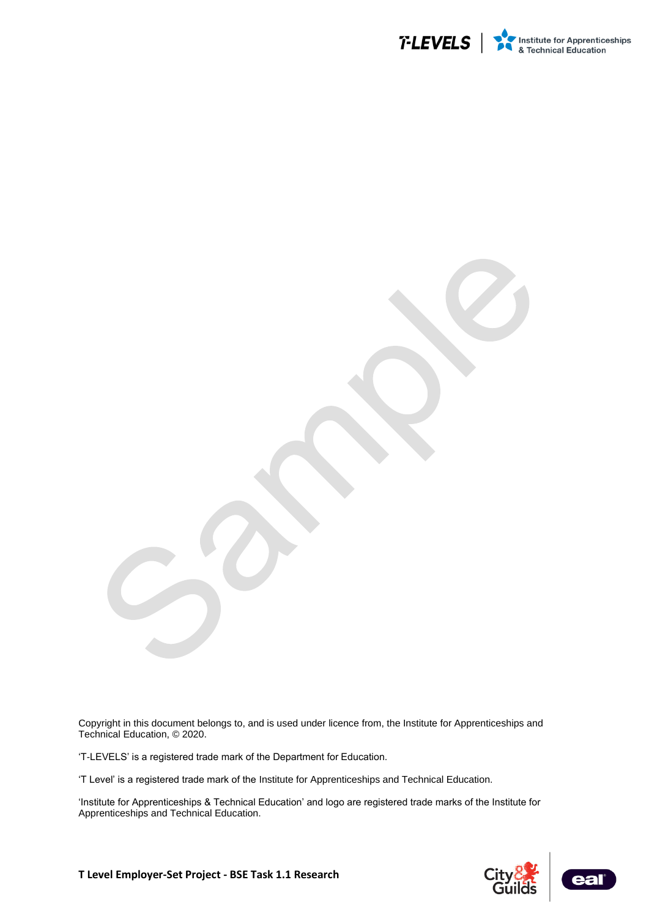Copyright in this document belongs to, and is used under licence from, the Institute for Apprenticeships and Technical Education, © 2020.

'T-LEVELS' is a registered trade mark of the Department for Education.

'T Level' is a registered trade mark of the Institute for Apprenticeships and Technical Education.

'Institute for Apprenticeships & Technical Education' and logo are registered trade marks of the Institute for Apprenticeships and Technical Education.